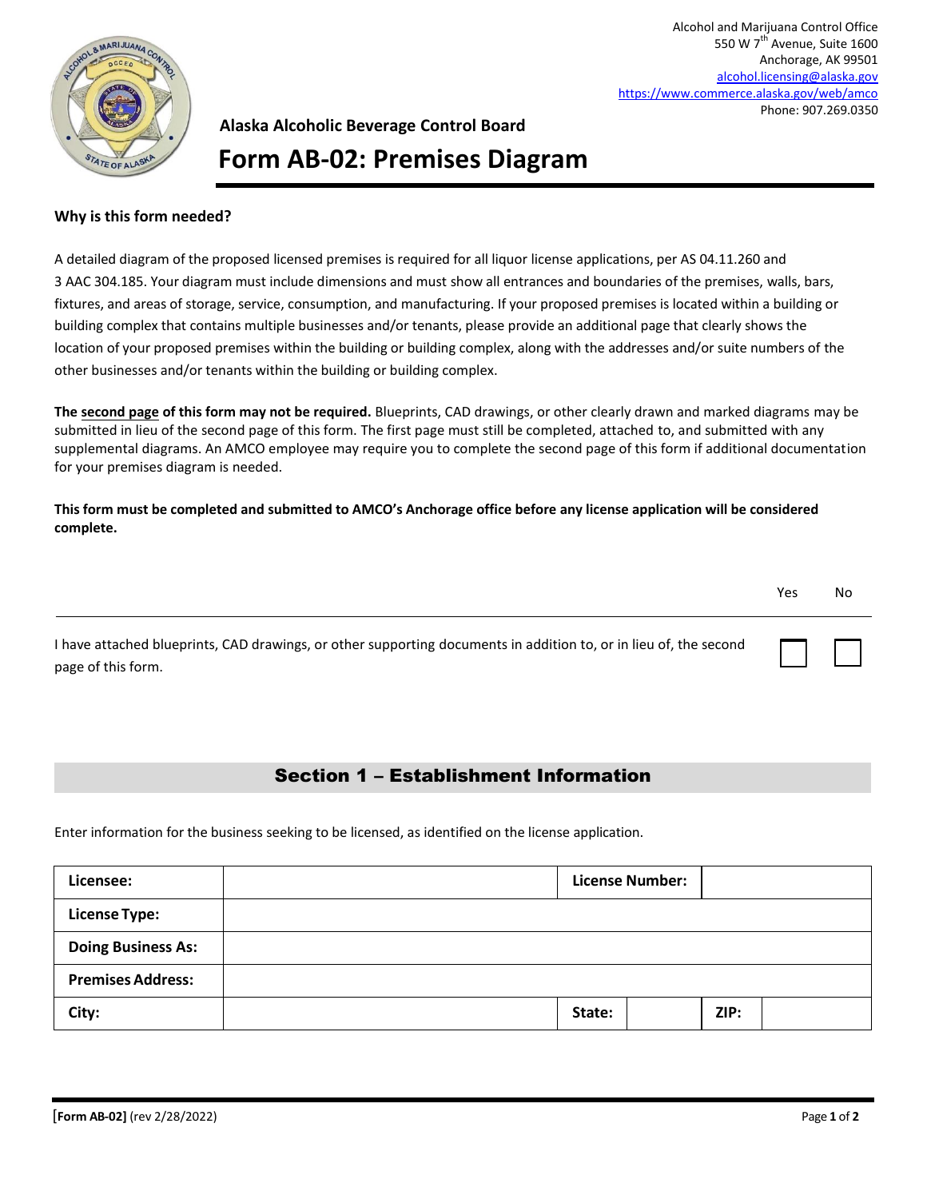Alcohol and Marijuana Control Office
550 W 7th Avenue, Suite 1600
Anchorage, AK 99501
alcohol.licensing@alaska.gov
https://www.commerce.alaska.gov/web/amco
Phone: 907.269.0350

**Alaska Alcoholic Beverage Control Board**

# Form AB-02: Premises Diagram

**Why is this form needed?**

A detailed diagram of the proposed licensed premises is required for all liquor license applications, per AS 04.11.260 and 3 AAC 304.185. Your diagram must include dimensions and must show all entrances and boundaries of the premises, walls, bars, fixtures, and areas of storage, service, consumption, and manufacturing. If your proposed premises is located within a building or building complex that contains multiple businesses and/or tenants, please provide an additional page that clearly shows the location of your proposed premises within the building or building complex, along with the addresses and/or suite numbers of the other businesses and/or tenants within the building or building complex.

**The second page of this form may not be required.** Blueprints, CAD drawings, or other clearly drawn and marked diagrams may be submitted in lieu of the second page of this form. The first page must still be completed, attached to, and submitted with any supplemental diagrams. An AMCO employee may require you to complete the second page of this form if additional documentation for your premises diagram is needed.

**This form must be completed and submitted to AMCO's Anchorage office before any license application will be considered complete.**

| | Yes | No |
|---|---|---|
| I have attached blueprints, CAD drawings, or other supporting documents in addition to, or in lieu of, the second page of this form. | ☐ | ☐ |

## Section 1 – Establishment Information

Enter information for the business seeking to be licensed, as identified on the license application.

| **Licensee:** | | **License Number:** | | | |
|---|---|---|---|---|---|
| **License Type:** | | | | | |
| **Doing Business As:** | | | | | |
| **Premises Address:** | | | | | |
| **City:** | | **State:** | | **ZIP:** | |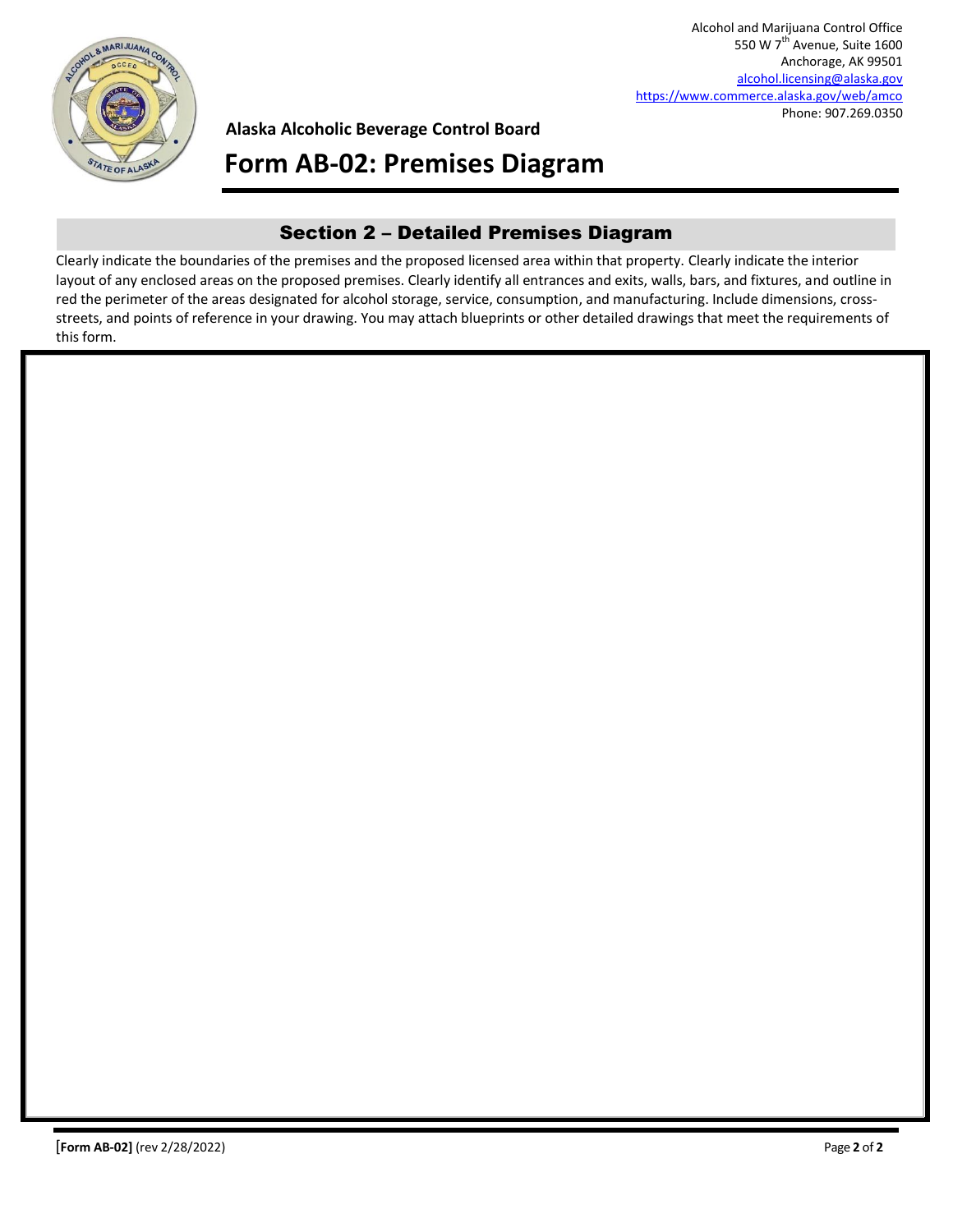Alcohol and Marijuana Control Office
550 W 7th Avenue, Suite 1600
Anchorage, AK 99501
alcohol.licensing@alaska.gov
https://www.commerce.alaska.gov/web/amco
Phone: 907.269.0350

**Alaska Alcoholic Beverage Control Board**

# Form AB-02: Premises Diagram

## Section 2 – Detailed Premises Diagram

Clearly indicate the boundaries of the premises and the proposed licensed area within that property. Clearly indicate the interior layout of any enclosed areas on the proposed premises. Clearly identify all entrances and exits, walls, bars, and fixtures, and outline in red the perimeter of the areas designated for alcohol storage, service, consumption, and manufacturing. Include dimensions, cross-streets, and points of reference in your drawing. You may attach blueprints or other detailed drawings that meet the requirements of this form.

[**Form AB-02]** (rev 2/28/2022)